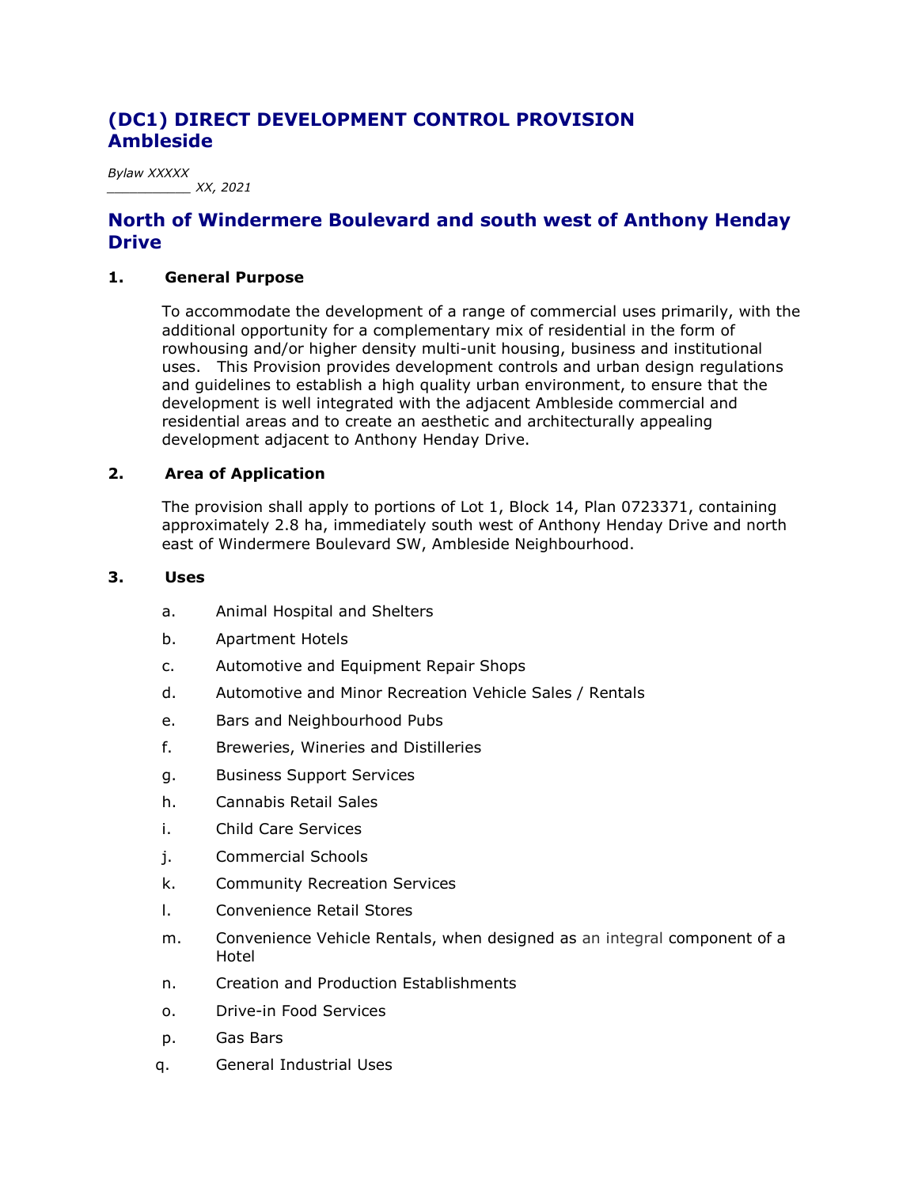# (DC1) DIRECT DEVELOPMENT CONTROL PROVISION
# Ambleside

*Bylaw XXXXX*
*__________ XX, 2021*

## North of Windermere Boulevard and south west of Anthony Henday Drive

### 1. General Purpose

To accommodate the development of a range of commercial uses primarily, with the additional opportunity for a complementary mix of residential in the form of rowhousing and/or higher density multi-unit housing, business and institutional uses. This Provision provides development controls and urban design regulations and guidelines to establish a high quality urban environment, to ensure that the development is well integrated with the adjacent Ambleside commercial and residential areas and to create an aesthetic and architecturally appealing development adjacent to Anthony Henday Drive.

### 2. Area of Application

The provision shall apply to portions of Lot 1, Block 14, Plan 0723371, containing approximately 2.8 ha, immediately south west of Anthony Henday Drive and north east of Windermere Boulevard SW, Ambleside Neighbourhood.

### 3. Uses

a. Animal Hospital and Shelters

b. Apartment Hotels

c. Automotive and Equipment Repair Shops

d. Automotive and Minor Recreation Vehicle Sales / Rentals

e. Bars and Neighbourhood Pubs

f. Breweries, Wineries and Distilleries

g. Business Support Services

h. Cannabis Retail Sales

i. Child Care Services

j. Commercial Schools

k. Community Recreation Services

l. Convenience Retail Stores

m. Convenience Vehicle Rentals, when designed as an integral component of a Hotel

n. Creation and Production Establishments

o. Drive-in Food Services

p. Gas Bars

q. General Industrial Uses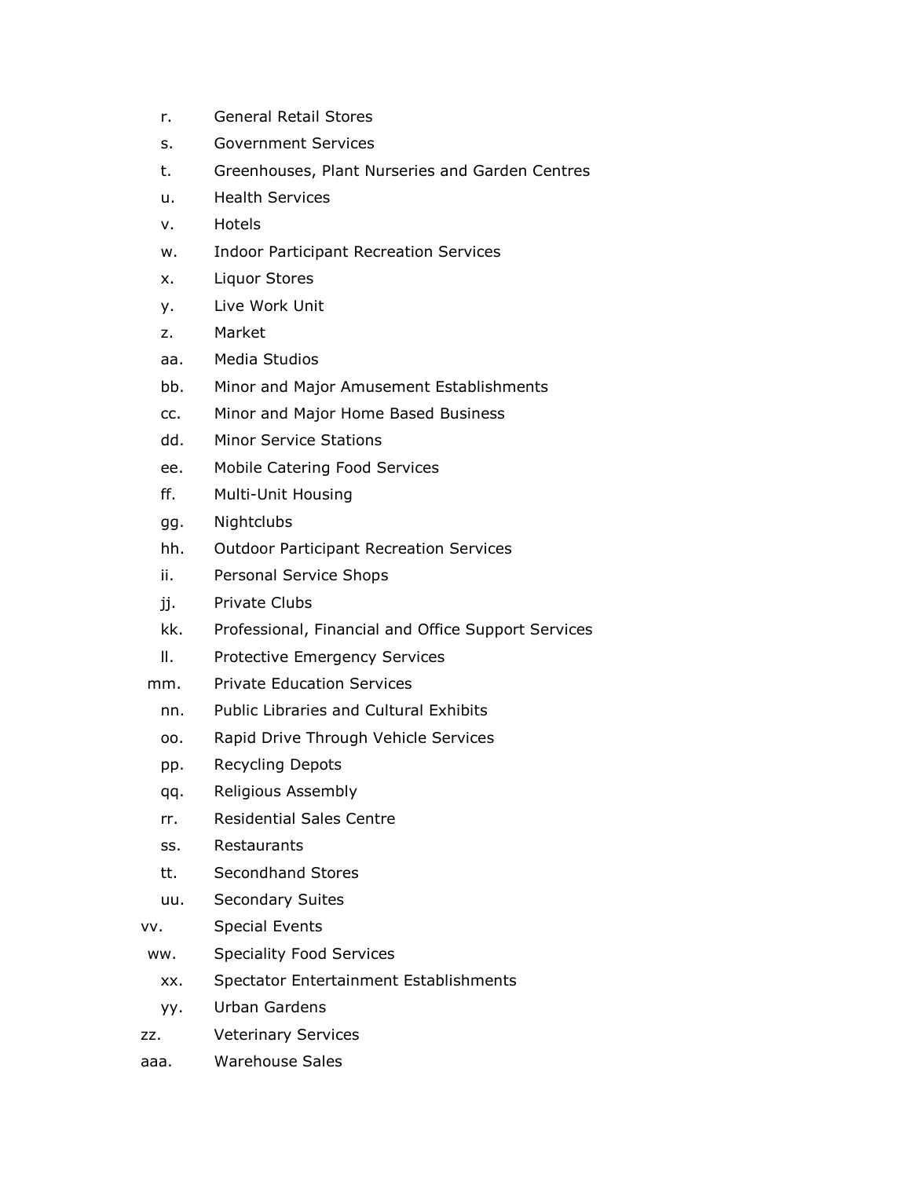r. General Retail Stores

s. Government Services

t. Greenhouses, Plant Nurseries and Garden Centres

u. Health Services

v. Hotels

w. Indoor Participant Recreation Services

x. Liquor Stores

y. Live Work Unit

z. Market

aa. Media Studios

bb. Minor and Major Amusement Establishments

cc. Minor and Major Home Based Business

dd. Minor Service Stations

ee. Mobile Catering Food Services

ff. Multi-Unit Housing

gg. Nightclubs

hh. Outdoor Participant Recreation Services

ii. Personal Service Shops

jj. Private Clubs

kk. Professional, Financial and Office Support Services

ll. Protective Emergency Services

mm. Private Education Services

nn. Public Libraries and Cultural Exhibits

oo. Rapid Drive Through Vehicle Services

pp. Recycling Depots

qq. Religious Assembly

rr. Residential Sales Centre

ss. Restaurants

tt. Secondhand Stores

uu. Secondary Suites

vv. Special Events

ww. Speciality Food Services

xx. Spectator Entertainment Establishments

yy. Urban Gardens

zz. Veterinary Services

aaa. Warehouse Sales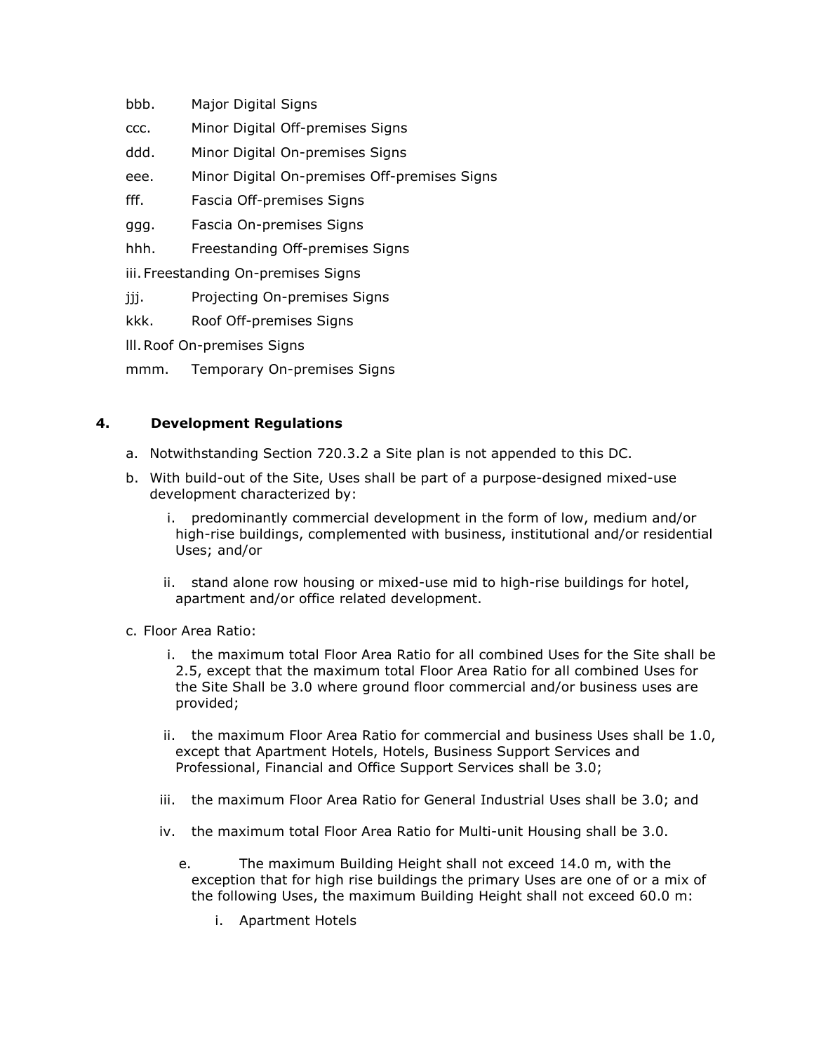bbb. Major Digital Signs

ccc. Minor Digital Off-premises Signs

ddd. Minor Digital On-premises Signs

eee. Minor Digital On-premises Off-premises Signs

fff. Fascia Off-premises Signs

ggg. Fascia On-premises Signs

hhh. Freestanding Off-premises Signs

iii. Freestanding On-premises Signs

jjj. Projecting On-premises Signs

kkk. Roof Off-premises Signs

lll. Roof On-premises Signs

mmm. Temporary On-premises Signs

## 4. Development Regulations

a. Notwithstanding Section 720.3.2 a Site plan is not appended to this DC.

b. With build-out of the Site, Uses shall be part of a purpose-designed mixed-use development characterized by:

   i. predominantly commercial development in the form of low, medium and/or high-rise buildings, complemented with business, institutional and/or residential Uses; and/or

   ii. stand alone row housing or mixed-use mid to high-rise buildings for hotel, apartment and/or office related development.

c. Floor Area Ratio:

   i. the maximum total Floor Area Ratio for all combined Uses for the Site shall be 2.5, except that the maximum total Floor Area Ratio for all combined Uses for the Site Shall be 3.0 where ground floor commercial and/or business uses are provided;

   ii. the maximum Floor Area Ratio for commercial and business Uses shall be 1.0, except that Apartment Hotels, Hotels, Business Support Services and Professional, Financial and Office Support Services shall be 3.0;

   iii. the maximum Floor Area Ratio for General Industrial Uses shall be 3.0; and

   iv. the maximum total Floor Area Ratio for Multi-unit Housing shall be 3.0.

e. The maximum Building Height shall not exceed 14.0 m, with the exception that for high rise buildings the primary Uses are one of or a mix of the following Uses, the maximum Building Height shall not exceed 60.0 m:

   i. Apartment Hotels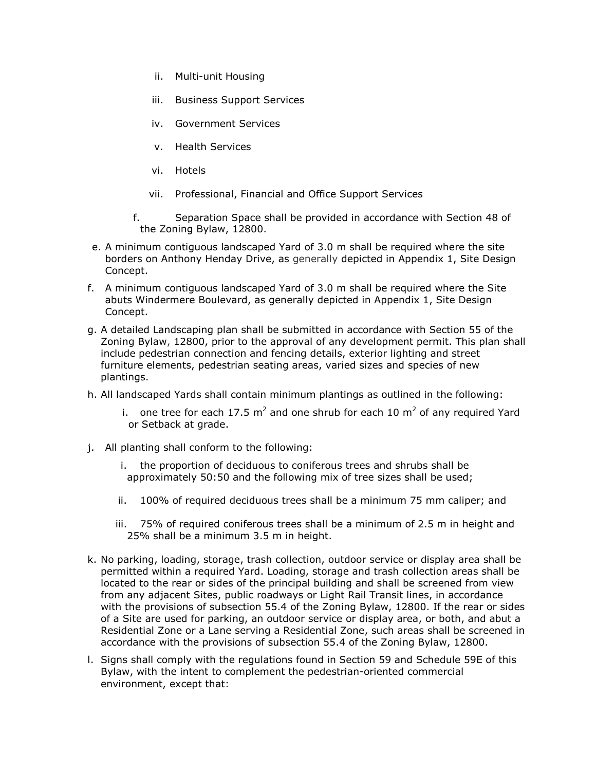ii. Multi-unit Housing

   iii. Business Support Services

   iv. Government Services

   v. Health Services

   vi. Hotels

   vii. Professional, Financial and Office Support Services

  f. Separation Space shall be provided in accordance with Section 48 of the Zoning Bylaw, 12800.

e. A minimum contiguous landscaped Yard of 3.0 m shall be required where the site borders on Anthony Henday Drive, as generally depicted in Appendix 1, Site Design Concept.

f. A minimum contiguous landscaped Yard of 3.0 m shall be required where the Site abuts Windermere Boulevard, as generally depicted in Appendix 1, Site Design Concept.

g. A detailed Landscaping plan shall be submitted in accordance with Section 55 of the Zoning Bylaw, 12800, prior to the approval of any development permit. This plan shall include pedestrian connection and fencing details, exterior lighting and street furniture elements, pedestrian seating areas, varied sizes and species of new plantings.

h. All landscaped Yards shall contain minimum plantings as outlined in the following:

   i. one tree for each 17.5 $m^2$ and one shrub for each 10 $m^2$ of any required Yard or Setback at grade.

j. All planting shall conform to the following:

   i. the proportion of deciduous to coniferous trees and shrubs shall be approximately 50:50 and the following mix of tree sizes shall be used;

   ii. 100% of required deciduous trees shall be a minimum 75 mm caliper; and

   iii. 75% of required coniferous trees shall be a minimum of 2.5 m in height and 25% shall be a minimum 3.5 m in height.

k. No parking, loading, storage, trash collection, outdoor service or display area shall be permitted within a required Yard. Loading, storage and trash collection areas shall be located to the rear or sides of the principal building and shall be screened from view from any adjacent Sites, public roadways or Light Rail Transit lines, in accordance with the provisions of subsection 55.4 of the Zoning Bylaw, 12800. If the rear or sides of a Site are used for parking, an outdoor service or display area, or both, and abut a Residential Zone or a Lane serving a Residential Zone, such areas shall be screened in accordance with the provisions of subsection 55.4 of the Zoning Bylaw, 12800.

l. Signs shall comply with the regulations found in Section 59 and Schedule 59E of this Bylaw, with the intent to complement the pedestrian-oriented commercial environment, except that: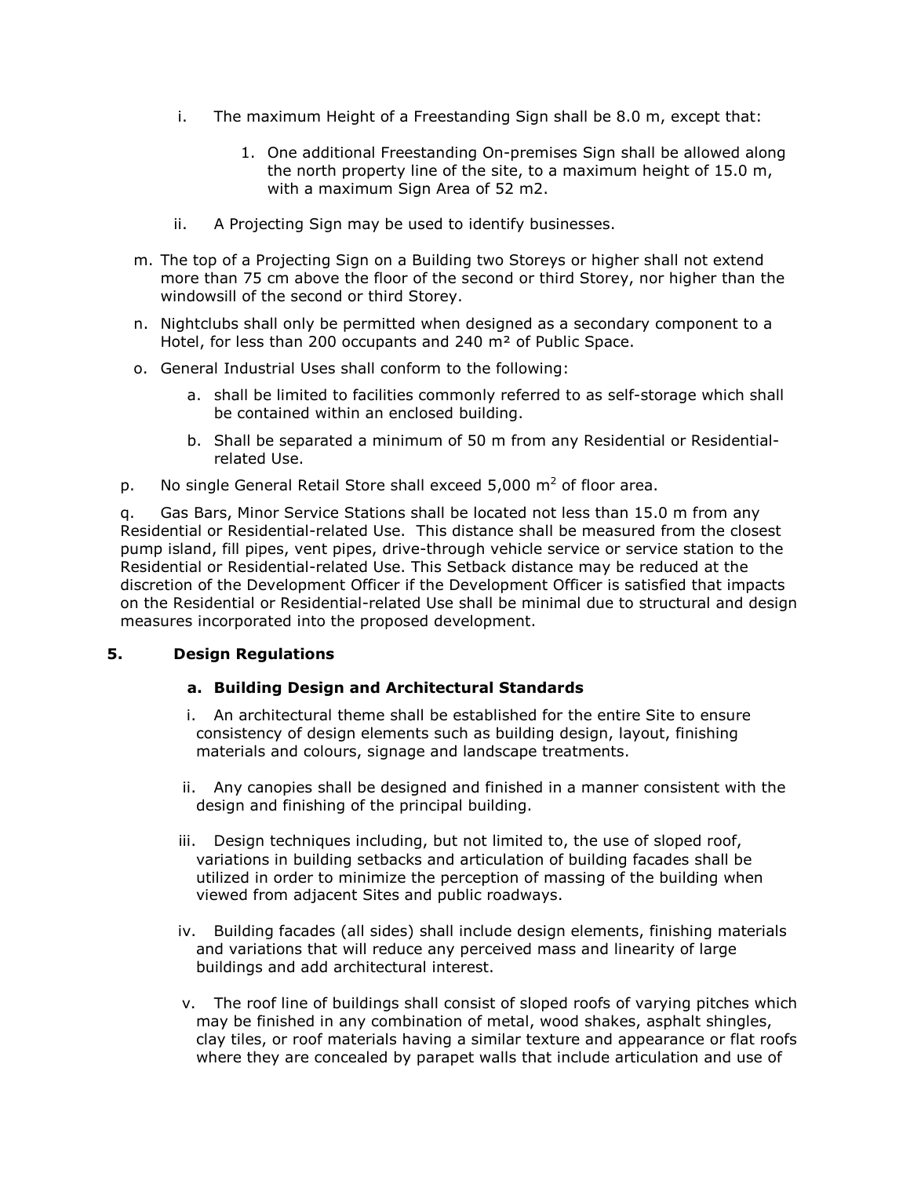i. The maximum Height of a Freestanding Sign shall be 8.0 m, except that:

   1. One additional Freestanding On-premises Sign shall be allowed along the north property line of the site, to a maximum height of 15.0 m, with a maximum Sign Area of 52 m2.

ii. A Projecting Sign may be used to identify businesses.

m. The top of a Projecting Sign on a Building two Storeys or higher shall not extend more than 75 cm above the floor of the second or third Storey, nor higher than the windowsill of the second or third Storey.

n. Nightclubs shall only be permitted when designed as a secondary component to a Hotel, for less than 200 occupants and 240 m² of Public Space.

o. General Industrial Uses shall conform to the following:

   a. shall be limited to facilities commonly referred to as self-storage which shall be contained within an enclosed building.

   b. Shall be separated a minimum of 50 m from any Residential or Residential-related Use.

p. No single General Retail Store shall exceed 5,000 m$^2$ of floor area.

q. Gas Bars, Minor Service Stations shall be located not less than 15.0 m from any Residential or Residential-related Use. This distance shall be measured from the closest pump island, fill pipes, vent pipes, drive-through vehicle service or service station to the Residential or Residential-related Use. This Setback distance may be reduced at the discretion of the Development Officer if the Development Officer is satisfied that impacts on the Residential or Residential-related Use shall be minimal due to structural and design measures incorporated into the proposed development.

## 5. Design Regulations

### a. Building Design and Architectural Standards

i. An architectural theme shall be established for the entire Site to ensure consistency of design elements such as building design, layout, finishing materials and colours, signage and landscape treatments.

ii. Any canopies shall be designed and finished in a manner consistent with the design and finishing of the principal building.

iii. Design techniques including, but not limited to, the use of sloped roof, variations in building setbacks and articulation of building facades shall be utilized in order to minimize the perception of massing of the building when viewed from adjacent Sites and public roadways.

iv. Building facades (all sides) shall include design elements, finishing materials and variations that will reduce any perceived mass and linearity of large buildings and add architectural interest.

v. The roof line of buildings shall consist of sloped roofs of varying pitches which may be finished in any combination of metal, wood shakes, asphalt shingles, clay tiles, or roof materials having a similar texture and appearance or flat roofs where they are concealed by parapet walls that include articulation and use of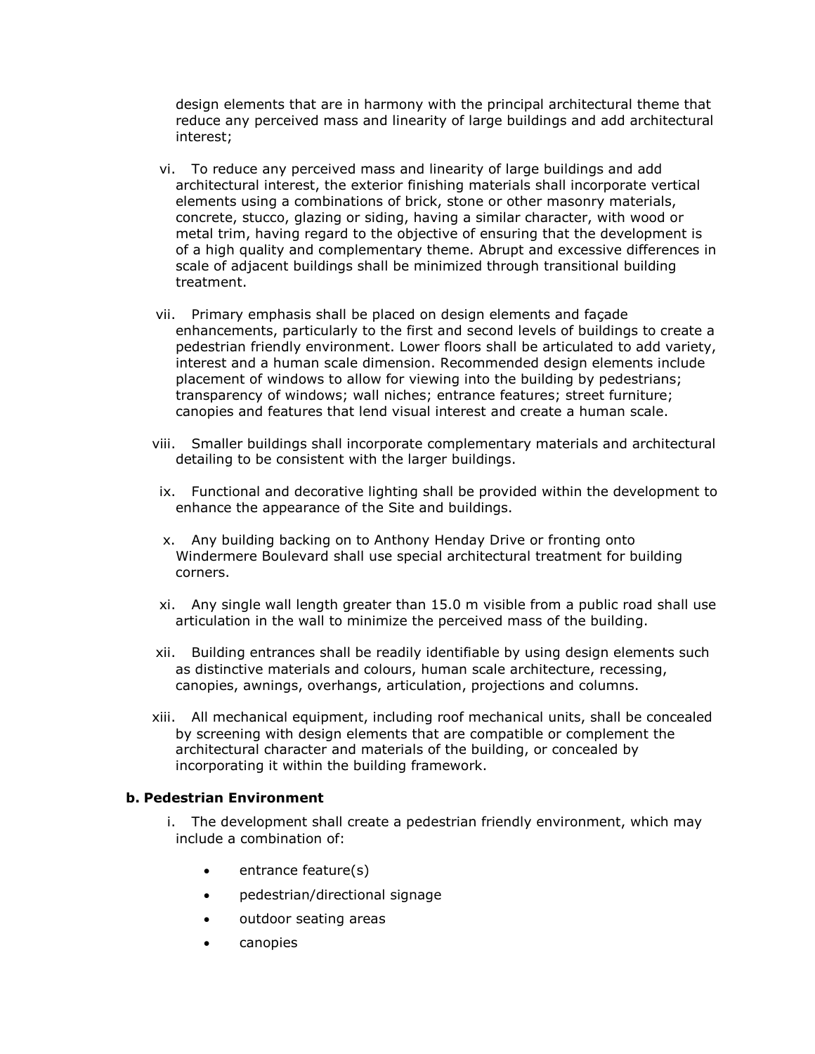design elements that are in harmony with the principal architectural theme that reduce any perceived mass and linearity of large buildings and add architectural interest;

vi. To reduce any perceived mass and linearity of large buildings and add architectural interest, the exterior finishing materials shall incorporate vertical elements using a combinations of brick, stone or other masonry materials, concrete, stucco, glazing or siding, having a similar character, with wood or metal trim, having regard to the objective of ensuring that the development is of a high quality and complementary theme. Abrupt and excessive differences in scale of adjacent buildings shall be minimized through transitional building treatment.

vii. Primary emphasis shall be placed on design elements and façade enhancements, particularly to the first and second levels of buildings to create a pedestrian friendly environment. Lower floors shall be articulated to add variety, interest and a human scale dimension. Recommended design elements include placement of windows to allow for viewing into the building by pedestrians; transparency of windows; wall niches; entrance features; street furniture; canopies and features that lend visual interest and create a human scale.

viii. Smaller buildings shall incorporate complementary materials and architectural detailing to be consistent with the larger buildings.

ix. Functional and decorative lighting shall be provided within the development to enhance the appearance of the Site and buildings.

x. Any building backing on to Anthony Henday Drive or fronting onto Windermere Boulevard shall use special architectural treatment for building corners.

xi. Any single wall length greater than 15.0 m visible from a public road shall use articulation in the wall to minimize the perceived mass of the building.

xii. Building entrances shall be readily identifiable by using design elements such as distinctive materials and colours, human scale architecture, recessing, canopies, awnings, overhangs, articulation, projections and columns.

xiii. All mechanical equipment, including roof mechanical units, shall be concealed by screening with design elements that are compatible or complement the architectural character and materials of the building, or concealed by incorporating it within the building framework.

**b. Pedestrian Environment**

i. The development shall create a pedestrian friendly environment, which may include a combination of:

- entrance feature(s)
- pedestrian/directional signage
- outdoor seating areas
- canopies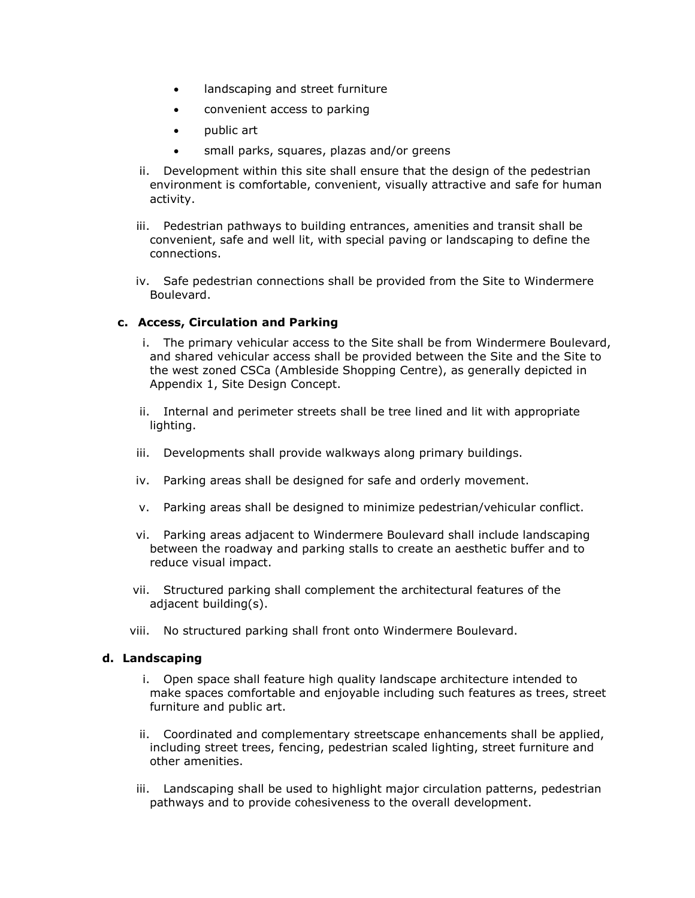- landscaping and street furniture
- convenient access to parking
- public art
- small parks, squares, plazas and/or greens

ii. Development within this site shall ensure that the design of the pedestrian environment is comfortable, convenient, visually attractive and safe for human activity.

iii. Pedestrian pathways to building entrances, amenities and transit shall be convenient, safe and well lit, with special paving or landscaping to define the connections.

iv. Safe pedestrian connections shall be provided from the Site to Windermere Boulevard.

**c. Access, Circulation and Parking**

i. The primary vehicular access to the Site shall be from Windermere Boulevard, and shared vehicular access shall be provided between the Site and the Site to the west zoned CSCa (Ambleside Shopping Centre), as generally depicted in Appendix 1, Site Design Concept.

ii. Internal and perimeter streets shall be tree lined and lit with appropriate lighting.

iii. Developments shall provide walkways along primary buildings.

iv. Parking areas shall be designed for safe and orderly movement.

v. Parking areas shall be designed to minimize pedestrian/vehicular conflict.

vi. Parking areas adjacent to Windermere Boulevard shall include landscaping between the roadway and parking stalls to create an aesthetic buffer and to reduce visual impact.

vii. Structured parking shall complement the architectural features of the adjacent building(s).

viii. No structured parking shall front onto Windermere Boulevard.

**d. Landscaping**

i. Open space shall feature high quality landscape architecture intended to make spaces comfortable and enjoyable including such features as trees, street furniture and public art.

ii. Coordinated and complementary streetscape enhancements shall be applied, including street trees, fencing, pedestrian scaled lighting, street furniture and other amenities.

iii. Landscaping shall be used to highlight major circulation patterns, pedestrian pathways and to provide cohesiveness to the overall development.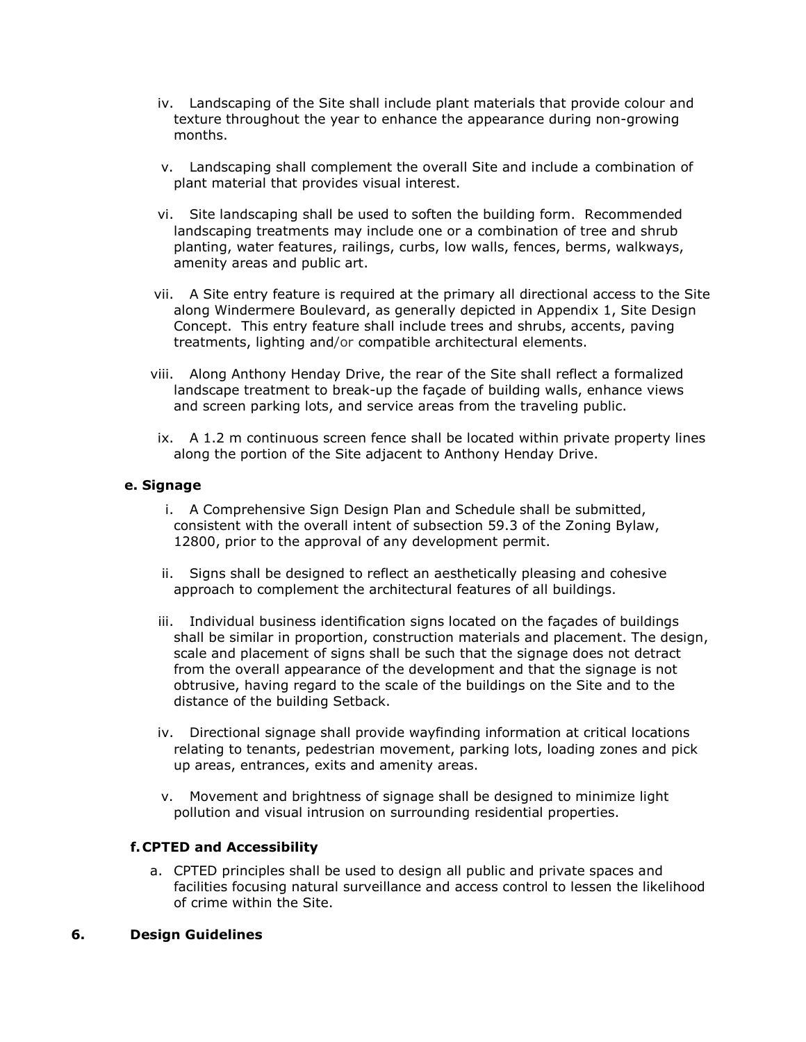iv. Landscaping of the Site shall include plant materials that provide colour and texture throughout the year to enhance the appearance during non-growing months.

v. Landscaping shall complement the overall Site and include a combination of plant material that provides visual interest.

vi. Site landscaping shall be used to soften the building form. Recommended landscaping treatments may include one or a combination of tree and shrub planting, water features, railings, curbs, low walls, fences, berms, walkways, amenity areas and public art.

vii. A Site entry feature is required at the primary all directional access to the Site along Windermere Boulevard, as generally depicted in Appendix 1, Site Design Concept. This entry feature shall include trees and shrubs, accents, paving treatments, lighting and/or compatible architectural elements.

viii. Along Anthony Henday Drive, the rear of the Site shall reflect a formalized landscape treatment to break-up the façade of building walls, enhance views and screen parking lots, and service areas from the traveling public.

ix. A 1.2 m continuous screen fence shall be located within private property lines along the portion of the Site adjacent to Anthony Henday Drive.

**e. Signage**

i. A Comprehensive Sign Design Plan and Schedule shall be submitted, consistent with the overall intent of subsection 59.3 of the Zoning Bylaw, 12800, prior to the approval of any development permit.

ii. Signs shall be designed to reflect an aesthetically pleasing and cohesive approach to complement the architectural features of all buildings.

iii. Individual business identification signs located on the façades of buildings shall be similar in proportion, construction materials and placement. The design, scale and placement of signs shall be such that the signage does not detract from the overall appearance of the development and that the signage is not obtrusive, having regard to the scale of the buildings on the Site and to the distance of the building Setback.

iv. Directional signage shall provide wayfinding information at critical locations relating to tenants, pedestrian movement, parking lots, loading zones and pick up areas, entrances, exits and amenity areas.

v. Movement and brightness of signage shall be designed to minimize light pollution and visual intrusion on surrounding residential properties.

**f. CPTED and Accessibility**

a. CPTED principles shall be used to design all public and private spaces and facilities focusing natural surveillance and access control to lessen the likelihood of crime within the Site.

**6. Design Guidelines**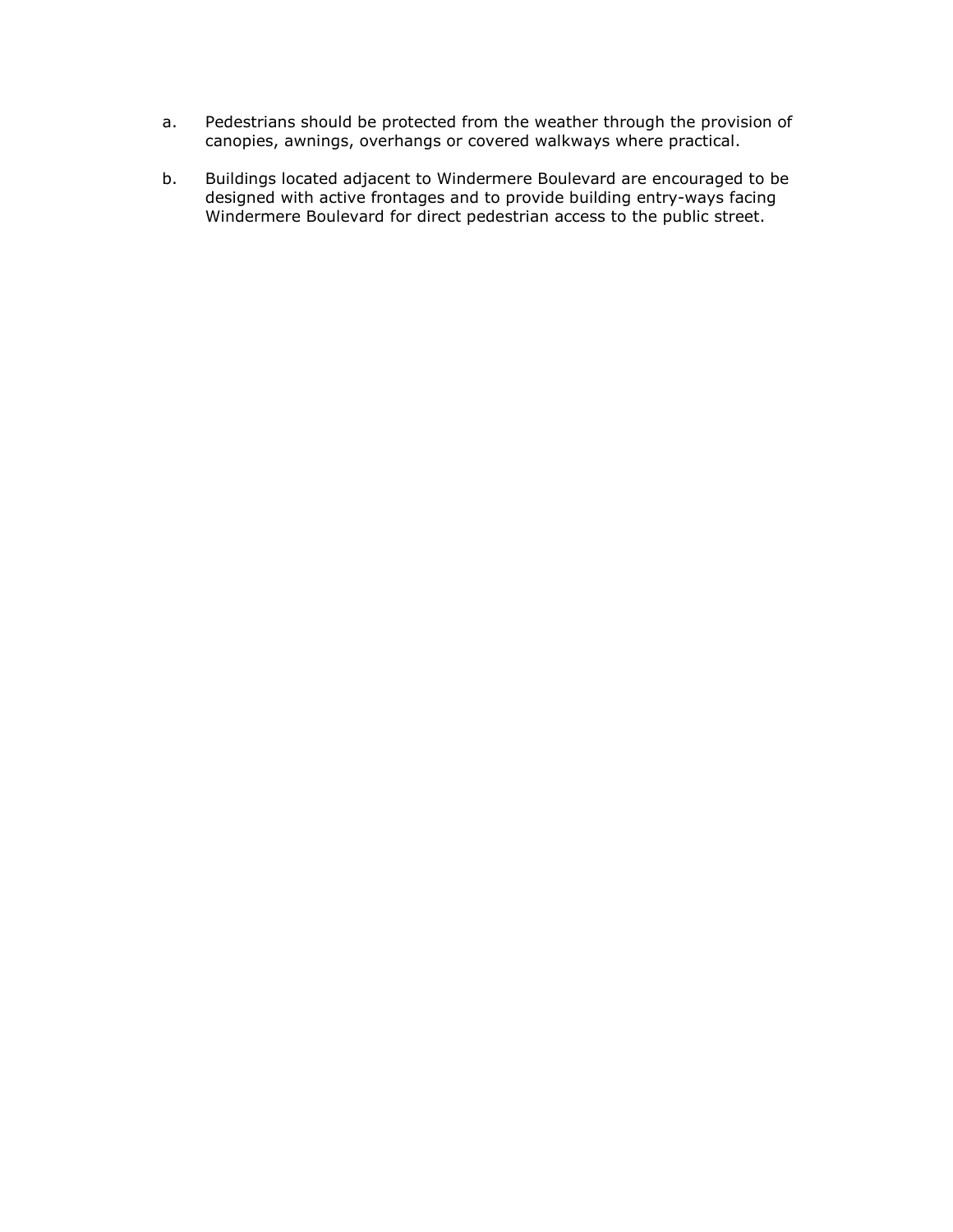a. Pedestrians should be protected from the weather through the provision of canopies, awnings, overhangs or covered walkways where practical.

b. Buildings located adjacent to Windermere Boulevard are encouraged to be designed with active frontages and to provide building entry-ways facing Windermere Boulevard for direct pedestrian access to the public street.